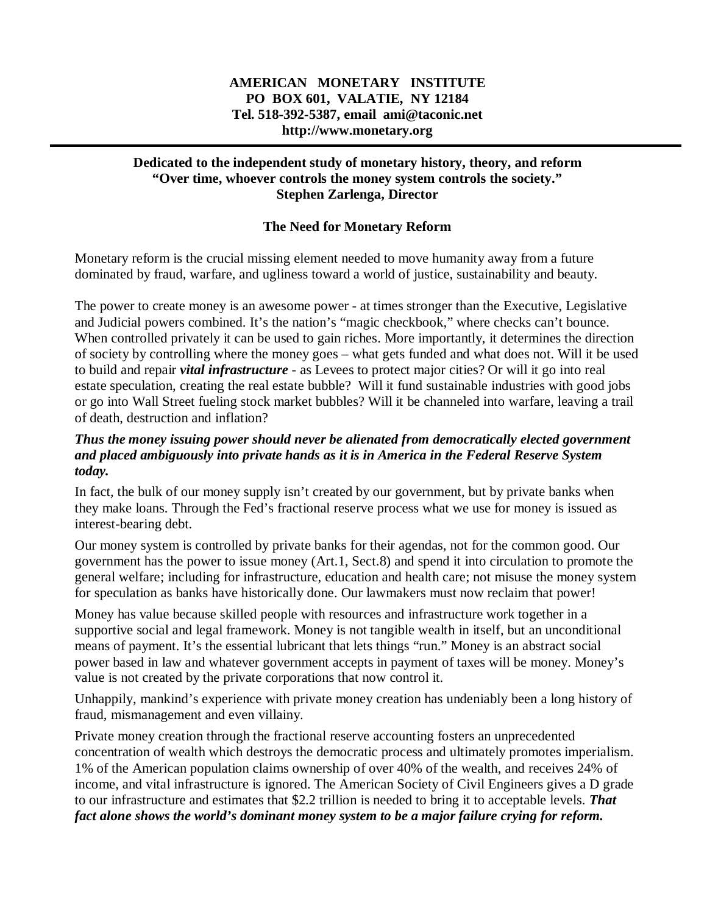**AMERICAN MONETARY INSTITUTE**
**PO BOX 601, VALATIE, NY 12184**
**Tel. 518-392-5387, email ami@taconic.net**
**http://www.monetary.org**

---

**Dedicated to the independent study of monetary history, theory, and reform**
**"Over time, whoever controls the money system controls the society."**
**Stephen Zarlenga, Director**

## The Need for Monetary Reform

Monetary reform is the crucial missing element needed to move humanity away from a future dominated by fraud, warfare, and ugliness toward a world of justice, sustainability and beauty.

The power to create money is an awesome power - at times stronger than the Executive, Legislative and Judicial powers combined. It's the nation's "magic checkbook," where checks can't bounce. When controlled privately it can be used to gain riches. More importantly, it determines the direction of society by controlling where the money goes – what gets funded and what does not. Will it be used to build and repair ***vital infrastructure*** - as Levees to protect major cities? Or will it go into real estate speculation, creating the real estate bubble? Will it fund sustainable industries with good jobs or go into Wall Street fueling stock market bubbles? Will it be channeled into warfare, leaving a trail of death, destruction and inflation?

***Thus the money issuing power should never be alienated from democratically elected government and placed ambiguously into private hands as it is in America in the Federal Reserve System today.***

In fact, the bulk of our money supply isn't created by our government, but by private banks when they make loans. Through the Fed's fractional reserve process what we use for money is issued as interest-bearing debt.

Our money system is controlled by private banks for their agendas, not for the common good. Our government has the power to issue money (Art.1, Sect.8) and spend it into circulation to promote the general welfare; including for infrastructure, education and health care; not misuse the money system for speculation as banks have historically done. Our lawmakers must now reclaim that power!

Money has value because skilled people with resources and infrastructure work together in a supportive social and legal framework. Money is not tangible wealth in itself, but an unconditional means of payment. It's the essential lubricant that lets things "run." Money is an abstract social power based in law and whatever government accepts in payment of taxes will be money. Money's value is not created by the private corporations that now control it.

Unhappily, mankind's experience with private money creation has undeniably been a long history of fraud, mismanagement and even villainy.

Private money creation through the fractional reserve accounting fosters an unprecedented concentration of wealth which destroys the democratic process and ultimately promotes imperialism. 1% of the American population claims ownership of over 40% of the wealth, and receives 24% of income, and vital infrastructure is ignored. The American Society of Civil Engineers gives a D grade to our infrastructure and estimates that $2.2 trillion is needed to bring it to acceptable levels. ***That fact alone shows the world's dominant money system to be a major failure crying for reform.***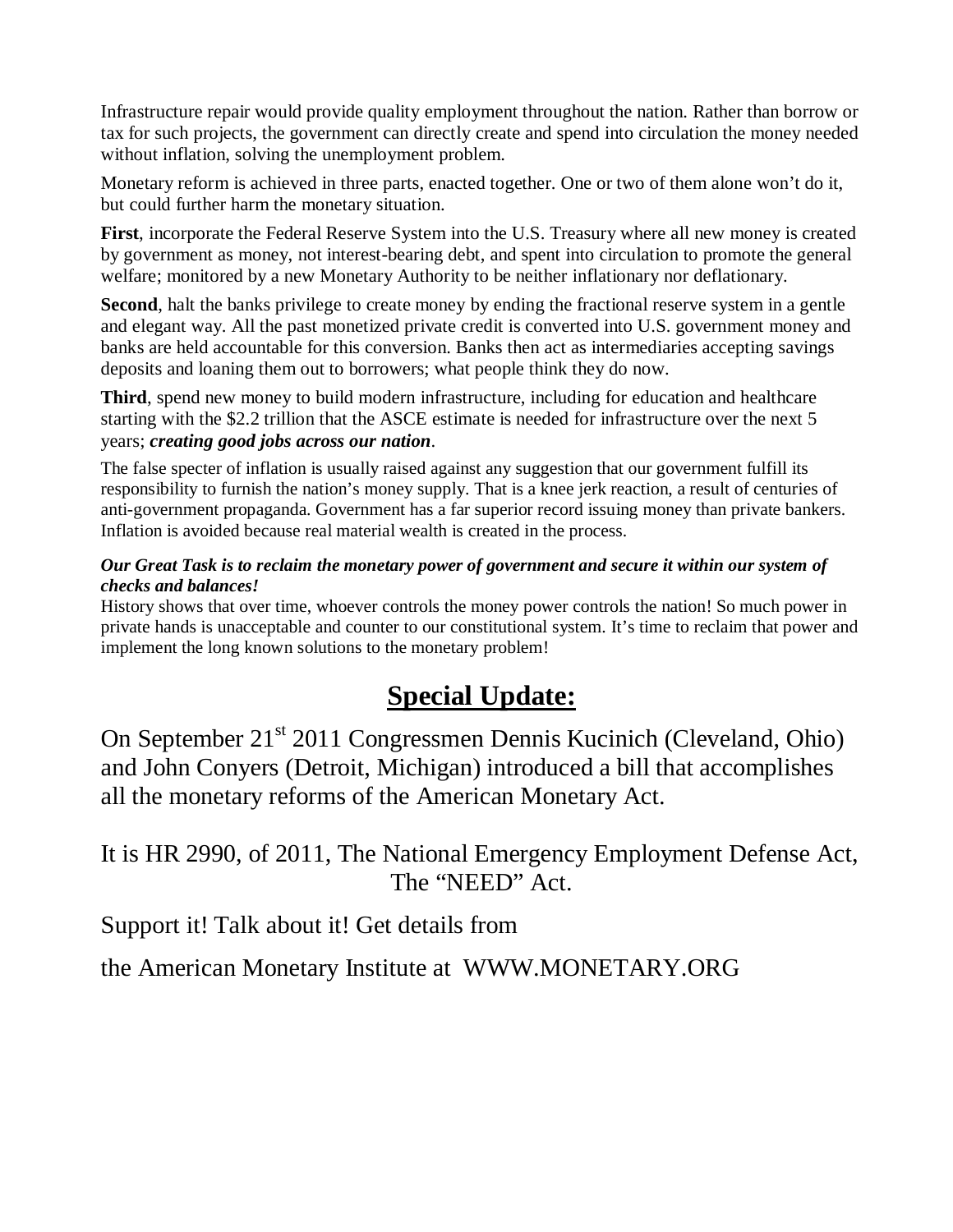Infrastructure repair would provide quality employment throughout the nation. Rather than borrow or tax for such projects, the government can directly create and spend into circulation the money needed without inflation, solving the unemployment problem.

Monetary reform is achieved in three parts, enacted together. One or two of them alone won't do it, but could further harm the monetary situation.

**First**, incorporate the Federal Reserve System into the U.S. Treasury where all new money is created by government as money, not interest-bearing debt, and spent into circulation to promote the general welfare; monitored by a new Monetary Authority to be neither inflationary nor deflationary.

**Second**, halt the banks privilege to create money by ending the fractional reserve system in a gentle and elegant way. All the past monetized private credit is converted into U.S. government money and banks are held accountable for this conversion. Banks then act as intermediaries accepting savings deposits and loaning them out to borrowers; what people think they do now.

**Third**, spend new money to build modern infrastructure, including for education and healthcare starting with the $2.2 trillion that the ASCE estimate is needed for infrastructure over the next 5 years; ***creating good jobs across our nation***.

The false specter of inflation is usually raised against any suggestion that our government fulfill its responsibility to furnish the nation's money supply. That is a knee jerk reaction, a result of centuries of anti-government propaganda. Government has a far superior record issuing money than private bankers. Inflation is avoided because real material wealth is created in the process.

***Our Great Task is to reclaim the monetary power of government and secure it within our system of checks and balances!***

History shows that over time, whoever controls the money power controls the nation! So much power in private hands is unacceptable and counter to our constitutional system. It's time to reclaim that power and implement the long known solutions to the monetary problem!

## Special Update:

On September 21st 2011 Congressmen Dennis Kucinich (Cleveland, Ohio) and John Conyers (Detroit, Michigan) introduced a bill that accomplishes all the monetary reforms of the American Monetary Act.

It is HR 2990, of 2011, The National Emergency Employment Defense Act, The "NEED" Act.

Support it! Talk about it! Get details from

the American Monetary Institute at WWW.MONETARY.ORG